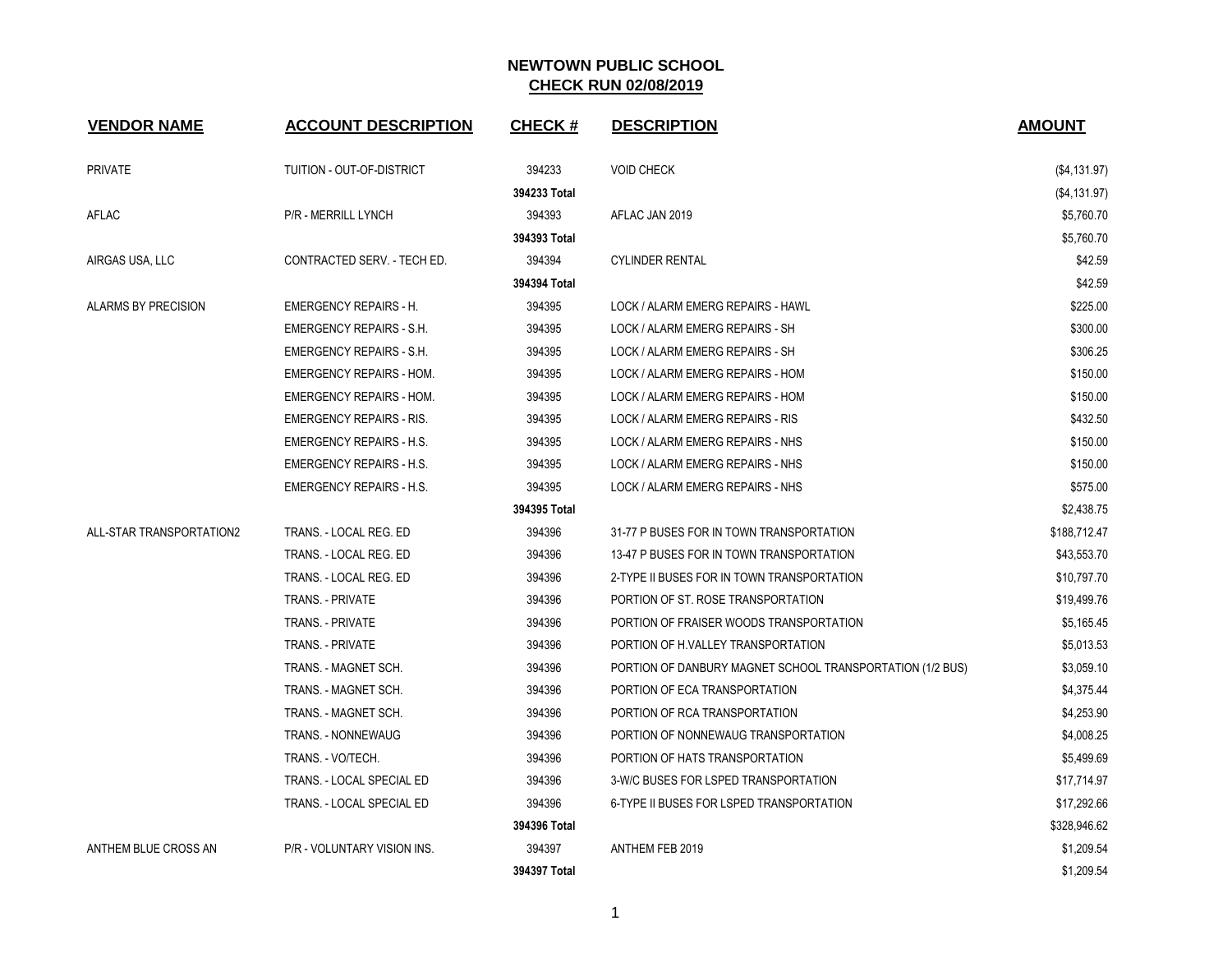# NEWTOWN PUBLIC SCHOOL
## CHECK RUN 02/08/2019

| VENDOR NAME | ACCOUNT DESCRIPTION | CHECK # | DESCRIPTION | AMOUNT |
|---|---|---|---|---|
| PRIVATE | TUITION - OUT-OF-DISTRICT | 394233 | VOID CHECK | ($4,131.97) |
| | | **394233 Total** | | ($4,131.97) |
| AFLAC | P/R - MERRILL LYNCH | 394393 | AFLAC JAN 2019 | $5,760.70 |
| | | **394393 Total** | | $5,760.70 |
| AIRGAS USA, LLC | CONTRACTED SERV. - TECH ED. | 394394 | CYLINDER RENTAL | $42.59 |
| | | **394394 Total** | | $42.59 |
| ALARMS BY PRECISION | EMERGENCY REPAIRS - H. | 394395 | LOCK / ALARM EMERG REPAIRS - HAWL | $225.00 |
| | EMERGENCY REPAIRS - S.H. | 394395 | LOCK / ALARM EMERG REPAIRS - SH | $300.00 |
| | EMERGENCY REPAIRS - S.H. | 394395 | LOCK / ALARM EMERG REPAIRS - SH | $306.25 |
| | EMERGENCY REPAIRS - HOM. | 394395 | LOCK / ALARM EMERG REPAIRS - HOM | $150.00 |
| | EMERGENCY REPAIRS - HOM. | 394395 | LOCK / ALARM EMERG REPAIRS - HOM | $150.00 |
| | EMERGENCY REPAIRS - RIS. | 394395 | LOCK / ALARM EMERG REPAIRS - RIS | $432.50 |
| | EMERGENCY REPAIRS - H.S. | 394395 | LOCK / ALARM EMERG REPAIRS - NHS | $150.00 |
| | EMERGENCY REPAIRS - H.S. | 394395 | LOCK / ALARM EMERG REPAIRS - NHS | $150.00 |
| | EMERGENCY REPAIRS - H.S. | 394395 | LOCK / ALARM EMERG REPAIRS - NHS | $575.00 |
| | | **394395 Total** | | $2,438.75 |
| ALL-STAR TRANSPORTATION2 | TRANS. - LOCAL REG. ED | 394396 | 31-77 P BUSES FOR IN TOWN TRANSPORTATION | $188,712.47 |
| | TRANS. - LOCAL REG. ED | 394396 | 13-47 P BUSES FOR IN TOWN TRANSPORTATION | $43,553.70 |
| | TRANS. - LOCAL REG. ED | 394396 | 2-TYPE II BUSES FOR IN TOWN TRANSPORTATION | $10,797.70 |
| | TRANS. - PRIVATE | 394396 | PORTION OF ST. ROSE TRANSPORTATION | $19,499.76 |
| | TRANS. - PRIVATE | 394396 | PORTION OF FRAISER WOODS TRANSPORTATION | $5,165.45 |
| | TRANS. - PRIVATE | 394396 | PORTION OF H.VALLEY TRANSPORTATION | $5,013.53 |
| | TRANS. - MAGNET SCH. | 394396 | PORTION OF DANBURY MAGNET SCHOOL TRANSPORTATION (1/2 BUS) | $3,059.10 |
| | TRANS. - MAGNET SCH. | 394396 | PORTION OF ECA TRANSPORTATION | $4,375.44 |
| | TRANS. - MAGNET SCH. | 394396 | PORTION OF RCA TRANSPORTATION | $4,253.90 |
| | TRANS. - NONNEWAUG | 394396 | PORTION OF NONNEWAUG TRANSPORTATION | $4,008.25 |
| | TRANS. - VO/TECH. | 394396 | PORTION OF HATS TRANSPORTATION | $5,499.69 |
| | TRANS. - LOCAL SPECIAL ED | 394396 | 3-W/C BUSES FOR LSPED TRANSPORTATION | $17,714.97 |
| | TRANS. - LOCAL SPECIAL ED | 394396 | 6-TYPE II BUSES FOR LSPED TRANSPORTATION | $17,292.66 |
| | | **394396 Total** | | $328,946.62 |
| ANTHEM BLUE CROSS AN | P/R - VOLUNTARY VISION INS. | 394397 | ANTHEM FEB 2019 | $1,209.54 |
| | | **394397 Total** | | $1,209.54 |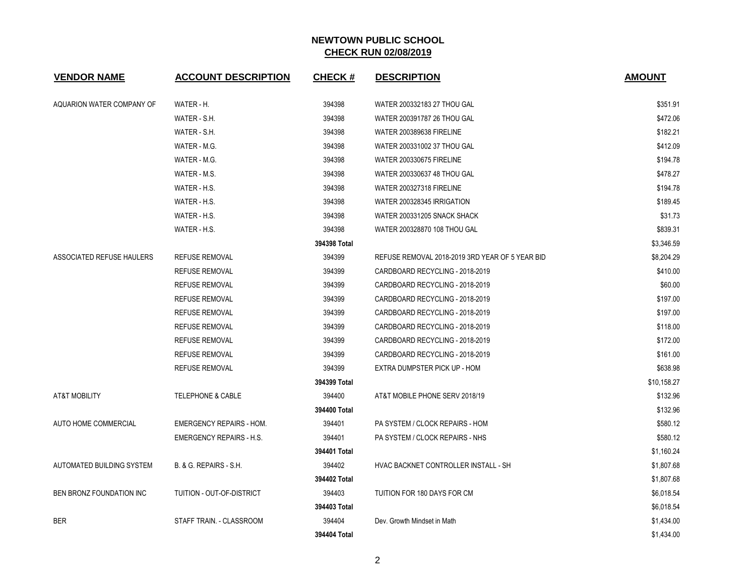# NEWTOWN PUBLIC SCHOOL

## CHECK RUN 02/08/2019

| VENDOR NAME | ACCOUNT DESCRIPTION | CHECK # | DESCRIPTION | AMOUNT |
|---|---|---|---|---|
| AQUARION WATER COMPANY OF | WATER - H. | 394398 | WATER 200332183 27 THOU GAL | $351.91 |
| | WATER - S.H. | 394398 | WATER 200391787 26 THOU GAL | $472.06 |
| | WATER - S.H. | 394398 | WATER 200389638 FIRELINE | $182.21 |
| | WATER - M.G. | 394398 | WATER 200331002 37 THOU GAL | $412.09 |
| | WATER - M.G. | 394398 | WATER 200330675 FIRELINE | $194.78 |
| | WATER - M.S. | 394398 | WATER 200330637 48 THOU GAL | $478.27 |
| | WATER - H.S. | 394398 | WATER 200327318 FIRELINE | $194.78 |
| | WATER - H.S. | 394398 | WATER 200328345 IRRIGATION | $189.45 |
| | WATER - H.S. | 394398 | WATER 200331205 SNACK SHACK | $31.73 |
| | WATER - H.S. | 394398 | WATER 200328870 108 THOU GAL | $839.31 |
| | | **394398 Total** | | $3,346.59 |
| ASSOCIATED REFUSE HAULERS | REFUSE REMOVAL | 394399 | REFUSE REMOVAL 2018-2019 3RD YEAR OF 5 YEAR BID | $8,204.29 |
| | REFUSE REMOVAL | 394399 | CARDBOARD RECYCLING - 2018-2019 | $410.00 |
| | REFUSE REMOVAL | 394399 | CARDBOARD RECYCLING - 2018-2019 | $60.00 |
| | REFUSE REMOVAL | 394399 | CARDBOARD RECYCLING - 2018-2019 | $197.00 |
| | REFUSE REMOVAL | 394399 | CARDBOARD RECYCLING - 2018-2019 | $197.00 |
| | REFUSE REMOVAL | 394399 | CARDBOARD RECYCLING - 2018-2019 | $118.00 |
| | REFUSE REMOVAL | 394399 | CARDBOARD RECYCLING - 2018-2019 | $172.00 |
| | REFUSE REMOVAL | 394399 | CARDBOARD RECYCLING - 2018-2019 | $161.00 |
| | REFUSE REMOVAL | 394399 | EXTRA DUMPSTER PICK UP - HOM | $638.98 |
| | | **394399 Total** | | $10,158.27 |
| AT&T MOBILITY | TELEPHONE & CABLE | 394400 | AT&T MOBILE PHONE SERV 2018/19 | $132.96 |
| | | **394400 Total** | | $132.96 |
| AUTO HOME COMMERCIAL | EMERGENCY REPAIRS - HOM. | 394401 | PA SYSTEM / CLOCK REPAIRS - HOM | $580.12 |
| | EMERGENCY REPAIRS - H.S. | 394401 | PA SYSTEM / CLOCK REPAIRS - NHS | $580.12 |
| | | **394401 Total** | | $1,160.24 |
| AUTOMATED BUILDING SYSTEM | B. & G. REPAIRS - S.H. | 394402 | HVAC BACKNET CONTROLLER INSTALL - SH | $1,807.68 |
| | | **394402 Total** | | $1,807.68 |
| BEN BRONZ FOUNDATION INC | TUITION - OUT-OF-DISTRICT | 394403 | TUITION FOR 180 DAYS FOR CM | $6,018.54 |
| | | **394403 Total** | | $6,018.54 |
| BER | STAFF TRAIN. - CLASSROOM | 394404 | Dev. Growth Mindset in Math | $1,434.00 |
| | | **394404 Total** | | $1,434.00 |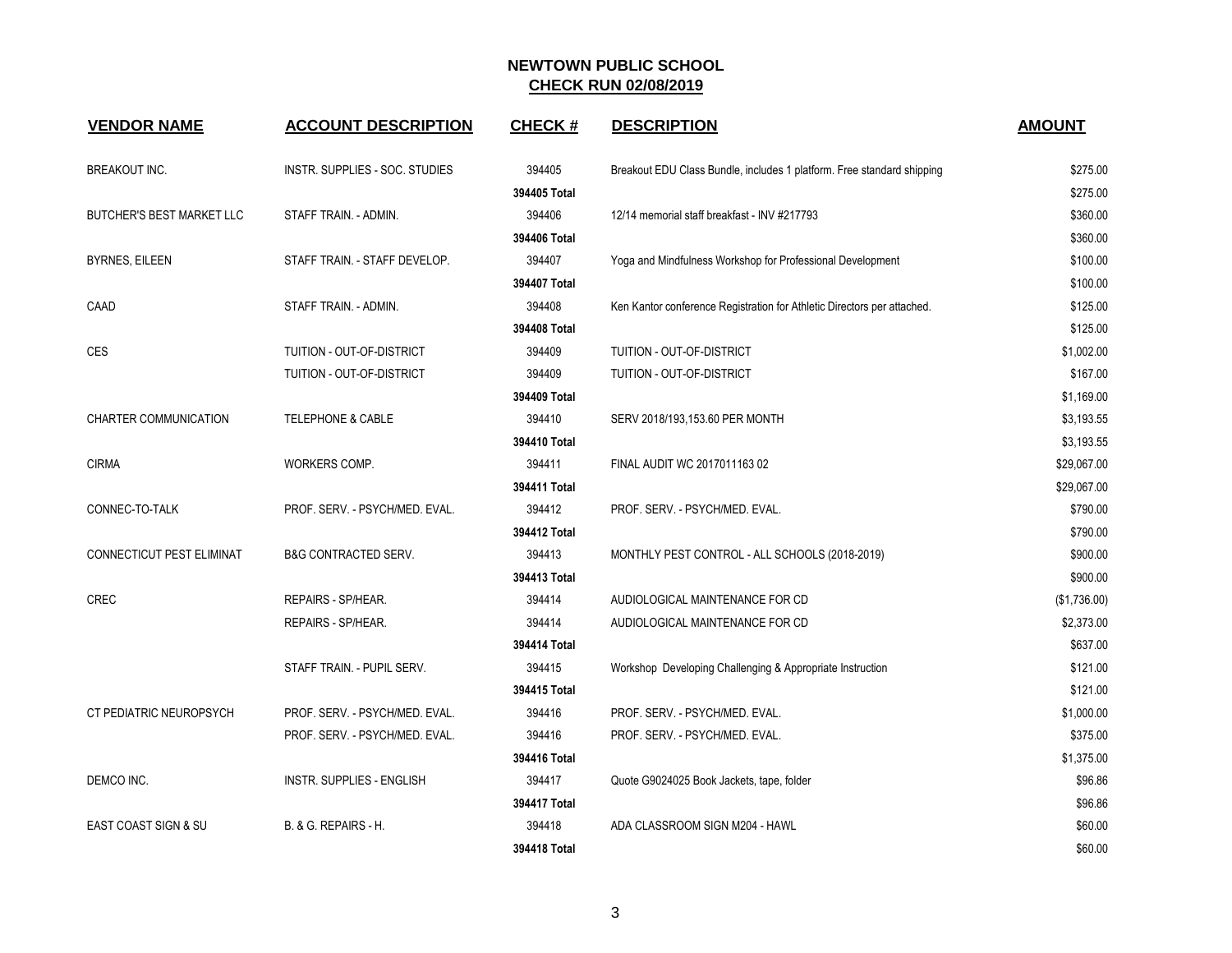# NEWTOWN PUBLIC SCHOOL
## CHECK RUN 02/08/2019

| VENDOR NAME | ACCOUNT DESCRIPTION | CHECK # | DESCRIPTION | AMOUNT |
|---|---|---|---|---|
| BREAKOUT INC. | INSTR. SUPPLIES - SOC. STUDIES | 394405 | Breakout EDU Class Bundle, includes 1 platform. Free standard shipping | $275.00 |
| | | **394405 Total** | | $275.00 |
| BUTCHER'S BEST MARKET LLC | STAFF TRAIN. - ADMIN. | 394406 | 12/14 memorial staff breakfast - INV #217793 | $360.00 |
| | | **394406 Total** | | $360.00 |
| BYRNES, EILEEN | STAFF TRAIN. - STAFF DEVELOP. | 394407 | Yoga and Mindfulness Workshop for Professional Development | $100.00 |
| | | **394407 Total** | | $100.00 |
| CAAD | STAFF TRAIN. - ADMIN. | 394408 | Ken Kantor conference Registration for Athletic Directors per attached. | $125.00 |
| | | **394408 Total** | | $125.00 |
| CES | TUITION - OUT-OF-DISTRICT | 394409 | TUITION - OUT-OF-DISTRICT | $1,002.00 |
| | TUITION - OUT-OF-DISTRICT | 394409 | TUITION - OUT-OF-DISTRICT | $167.00 |
| | | **394409 Total** | | $1,169.00 |
| CHARTER COMMUNICATION | TELEPHONE & CABLE | 394410 | SERV 2018/193,153.60 PER MONTH | $3,193.55 |
| | | **394410 Total** | | $3,193.55 |
| CIRMA | WORKERS COMP. | 394411 | FINAL AUDIT WC 2017011163 02 | $29,067.00 |
| | | **394411 Total** | | $29,067.00 |
| CONNEC-TO-TALK | PROF. SERV. - PSYCH/MED. EVAL. | 394412 | PROF. SERV. - PSYCH/MED. EVAL. | $790.00 |
| | | **394412 Total** | | $790.00 |
| CONNECTICUT PEST ELIMINAT | B&G CONTRACTED SERV. | 394413 | MONTHLY PEST CONTROL - ALL SCHOOLS (2018-2019) | $900.00 |
| | | **394413 Total** | | $900.00 |
| CREC | REPAIRS - SP/HEAR. | 394414 | AUDIOLOGICAL MAINTENANCE FOR CD | ($1,736.00) |
| | REPAIRS - SP/HEAR. | 394414 | AUDIOLOGICAL MAINTENANCE FOR CD | $2,373.00 |
| | | **394414 Total** | | $637.00 |
| | STAFF TRAIN. - PUPIL SERV. | 394415 | Workshop Developing Challenging & Appropriate Instruction | $121.00 |
| | | **394415 Total** | | $121.00 |
| CT PEDIATRIC NEUROPSYCH | PROF. SERV. - PSYCH/MED. EVAL. | 394416 | PROF. SERV. - PSYCH/MED. EVAL. | $1,000.00 |
| | PROF. SERV. - PSYCH/MED. EVAL. | 394416 | PROF. SERV. - PSYCH/MED. EVAL. | $375.00 |
| | | **394416 Total** | | $1,375.00 |
| DEMCO INC. | INSTR. SUPPLIES - ENGLISH | 394417 | Quote G9024025 Book Jackets, tape, folder | $96.86 |
| | | **394417 Total** | | $96.86 |
| EAST COAST SIGN & SU | B. & G. REPAIRS - H. | 394418 | ADA CLASSROOM SIGN M204 - HAWL | $60.00 |
| | | **394418 Total** | | $60.00 |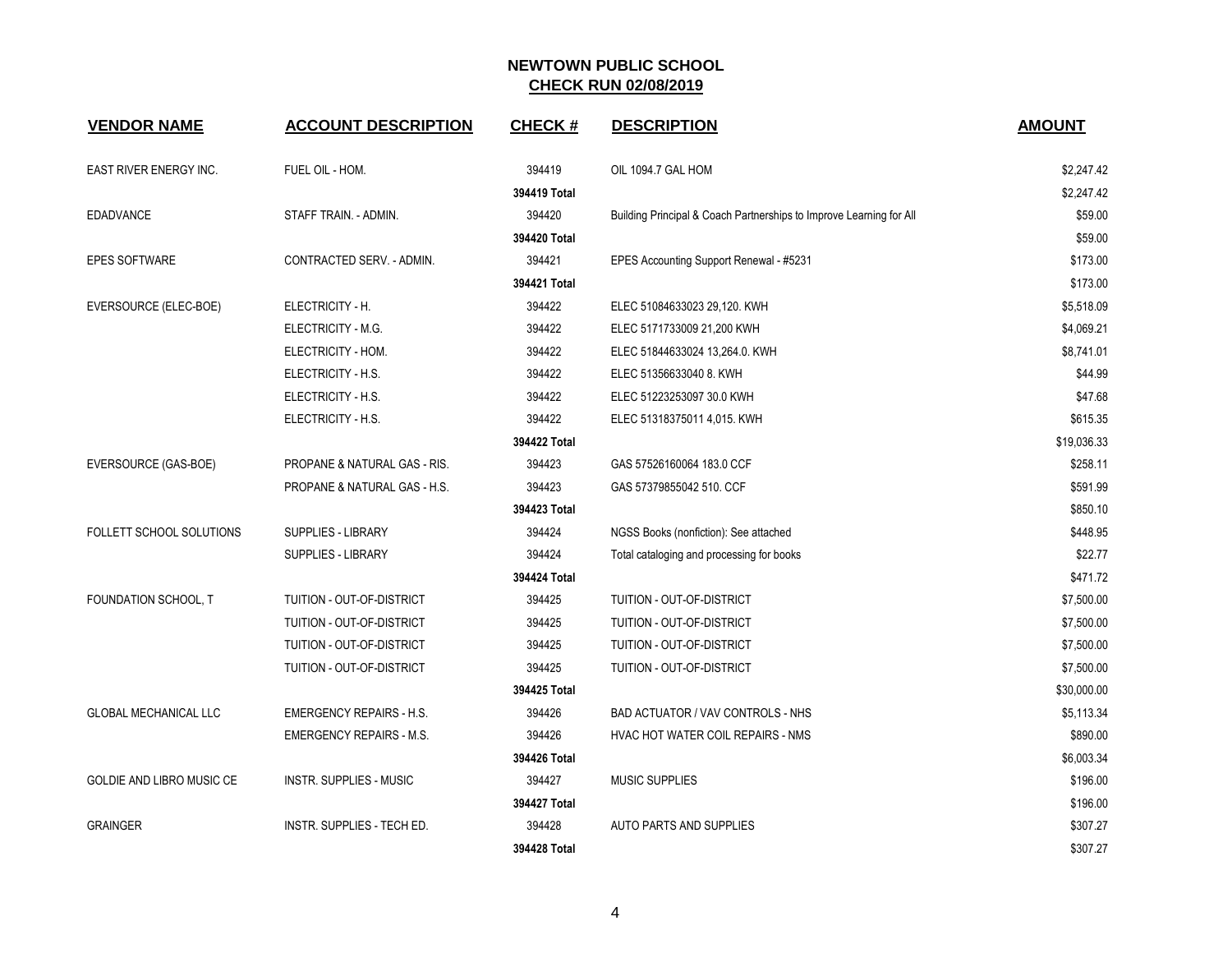# NEWTOWN PUBLIC SCHOOL

## CHECK RUN 02/08/2019

| VENDOR NAME | ACCOUNT DESCRIPTION | CHECK # | DESCRIPTION | AMOUNT |
|---|---|---|---|---|
| EAST RIVER ENERGY INC. | FUEL OIL - HOM. | 394419 | OIL 1094.7 GAL HOM | $2,247.42 |
| | | **394419 Total** | | $2,247.42 |
| EDADVANCE | STAFF TRAIN. - ADMIN. | 394420 | Building Principal & Coach Partnerships to Improve Learning for All | $59.00 |
| | | **394420 Total** | | $59.00 |
| EPES SOFTWARE | CONTRACTED SERV. - ADMIN. | 394421 | EPES Accounting Support Renewal - #5231 | $173.00 |
| | | **394421 Total** | | $173.00 |
| EVERSOURCE (ELEC-BOE) | ELECTRICITY - H. | 394422 | ELEC 51084633023 29,120. KWH | $5,518.09 |
| | ELECTRICITY - M.G. | 394422 | ELEC 5171733009 21,200 KWH | $4,069.21 |
| | ELECTRICITY - HOM. | 394422 | ELEC 51844633024 13,264.0. KWH | $8,741.01 |
| | ELECTRICITY - H.S. | 394422 | ELEC 51356633040 8. KWH | $44.99 |
| | ELECTRICITY - H.S. | 394422 | ELEC 51223253097 30.0 KWH | $47.68 |
| | ELECTRICITY - H.S. | 394422 | ELEC 51318375011 4,015. KWH | $615.35 |
| | | **394422 Total** | | $19,036.33 |
| EVERSOURCE (GAS-BOE) | PROPANE & NATURAL GAS - RIS. | 394423 | GAS 57526160064 183.0 CCF | $258.11 |
| | PROPANE & NATURAL GAS - H.S. | 394423 | GAS 57379855042 510. CCF | $591.99 |
| | | **394423 Total** | | $850.10 |
| FOLLETT SCHOOL SOLUTIONS | SUPPLIES - LIBRARY | 394424 | NGSS Books (nonfiction): See attached | $448.95 |
| | SUPPLIES - LIBRARY | 394424 | Total cataloging and processing for books | $22.77 |
| | | **394424 Total** | | $471.72 |
| FOUNDATION SCHOOL, T | TUITION - OUT-OF-DISTRICT | 394425 | TUITION - OUT-OF-DISTRICT | $7,500.00 |
| | TUITION - OUT-OF-DISTRICT | 394425 | TUITION - OUT-OF-DISTRICT | $7,500.00 |
| | TUITION - OUT-OF-DISTRICT | 394425 | TUITION - OUT-OF-DISTRICT | $7,500.00 |
| | TUITION - OUT-OF-DISTRICT | 394425 | TUITION - OUT-OF-DISTRICT | $7,500.00 |
| | | **394425 Total** | | $30,000.00 |
| GLOBAL MECHANICAL LLC | EMERGENCY REPAIRS - H.S. | 394426 | BAD ACTUATOR / VAV CONTROLS - NHS | $5,113.34 |
| | EMERGENCY REPAIRS - M.S. | 394426 | HVAC HOT WATER COIL REPAIRS - NMS | $890.00 |
| | | **394426 Total** | | $6,003.34 |
| GOLDIE AND LIBRO MUSIC CE | INSTR. SUPPLIES - MUSIC | 394427 | MUSIC SUPPLIES | $196.00 |
| | | **394427 Total** | | $196.00 |
| GRAINGER | INSTR. SUPPLIES - TECH ED. | 394428 | AUTO PARTS AND SUPPLIES | $307.27 |
| | | **394428 Total** | | $307.27 |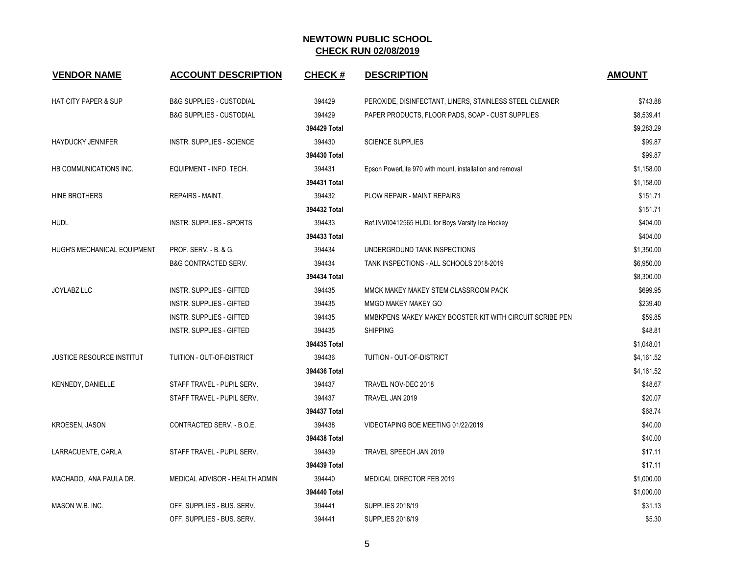## NEWTOWN PUBLIC SCHOOL
## CHECK RUN 02/08/2019

| VENDOR NAME | ACCOUNT DESCRIPTION | CHECK # | DESCRIPTION | AMOUNT |
|---|---|---|---|---|
| HAT CITY PAPER & SUP | B&G SUPPLIES - CUSTODIAL | 394429 | PEROXIDE, DISINFECTANT, LINERS, STAINLESS STEEL CLEANER | $743.88 |
| | B&G SUPPLIES - CUSTODIAL | 394429 | PAPER PRODUCTS, FLOOR PADS, SOAP - CUST SUPPLIES | $8,539.41 |
| | | **394429 Total** | | $9,283.29 |
| HAYDUCKY JENNIFER | INSTR. SUPPLIES - SCIENCE | 394430 | SCIENCE SUPPLIES | $99.87 |
| | | **394430 Total** | | $99.87 |
| HB COMMUNICATIONS INC. | EQUIPMENT - INFO. TECH. | 394431 | Epson PowerLite 970 with mount, installation and removal | $1,158.00 |
| | | **394431 Total** | | $1,158.00 |
| HINE BROTHERS | REPAIRS - MAINT. | 394432 | PLOW REPAIR - MAINT REPAIRS | $151.71 |
| | | **394432 Total** | | $151.71 |
| HUDL | INSTR. SUPPLIES - SPORTS | 394433 | Ref.INV00412565 HUDL for Boys Varsity Ice Hockey | $404.00 |
| | | **394433 Total** | | $404.00 |
| HUGH'S MECHANICAL EQUIPMENT | PROF. SERV. - B. & G. | 394434 | UNDERGROUND TANK INSPECTIONS | $1,350.00 |
| | B&G CONTRACTED SERV. | 394434 | TANK INSPECTIONS - ALL SCHOOLS 2018-2019 | $6,950.00 |
| | | **394434 Total** | | $8,300.00 |
| JOYLABZ LLC | INSTR. SUPPLIES - GIFTED | 394435 | MMCK MAKEY MAKEY STEM CLASSROOM PACK | $699.95 |
| | INSTR. SUPPLIES - GIFTED | 394435 | MMGO MAKEY MAKEY GO | $239.40 |
| | INSTR. SUPPLIES - GIFTED | 394435 | MMBKPENS MAKEY MAKEY BOOSTER KIT WITH CIRCUIT SCRIBE PEN | $59.85 |
| | INSTR. SUPPLIES - GIFTED | 394435 | SHIPPING | $48.81 |
| | | **394435 Total** | | $1,048.01 |
| JUSTICE RESOURCE INSTITUT | TUITION - OUT-OF-DISTRICT | 394436 | TUITION - OUT-OF-DISTRICT | $4,161.52 |
| | | **394436 Total** | | $4,161.52 |
| KENNEDY, DANIELLE | STAFF TRAVEL - PUPIL SERV. | 394437 | TRAVEL NOV-DEC 2018 | $48.67 |
| | STAFF TRAVEL - PUPIL SERV. | 394437 | TRAVEL JAN 2019 | $20.07 |
| | | **394437 Total** | | $68.74 |
| KROESEN, JASON | CONTRACTED SERV. - B.O.E. | 394438 | VIDEOTAPING BOE MEETING 01/22/2019 | $40.00 |
| | | **394438 Total** | | $40.00 |
| LARRACUENTE, CARLA | STAFF TRAVEL - PUPIL SERV. | 394439 | TRAVEL SPEECH JAN 2019 | $17.11 |
| | | **394439 Total** | | $17.11 |
| MACHADO, ANA PAULA DR. | MEDICAL ADVISOR - HEALTH ADMIN | 394440 | MEDICAL DIRECTOR FEB 2019 | $1,000.00 |
| | | **394440 Total** | | $1,000.00 |
| MASON W.B. INC. | OFF. SUPPLIES - BUS. SERV. | 394441 | SUPPLIES 2018/19 | $31.13 |
| | OFF. SUPPLIES - BUS. SERV. | 394441 | SUPPLIES 2018/19 | $5.30 |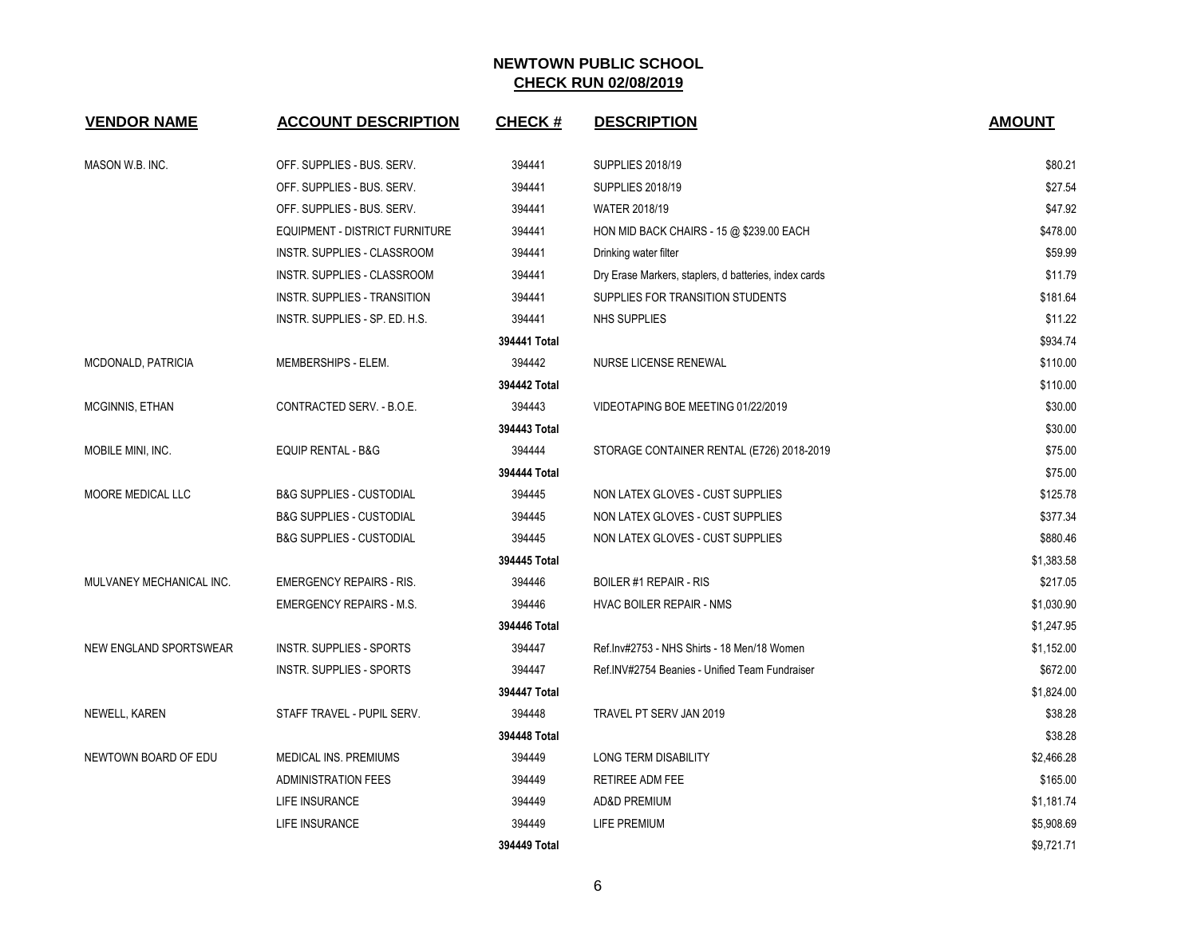# NEWTOWN PUBLIC SCHOOL

## CHECK RUN 02/08/2019

| VENDOR NAME | ACCOUNT DESCRIPTION | CHECK # | DESCRIPTION | AMOUNT |
|---|---|---|---|---|
| MASON W.B. INC. | OFF. SUPPLIES - BUS. SERV. | 394441 | SUPPLIES 2018/19 | $80.21 |
| | OFF. SUPPLIES - BUS. SERV. | 394441 | SUPPLIES 2018/19 | $27.54 |
| | OFF. SUPPLIES - BUS. SERV. | 394441 | WATER 2018/19 | $47.92 |
| | EQUIPMENT - DISTRICT FURNITURE | 394441 | HON MID BACK CHAIRS - 15 @ $239.00 EACH | $478.00 |
| | INSTR. SUPPLIES - CLASSROOM | 394441 | Drinking water filter | $59.99 |
| | INSTR. SUPPLIES - CLASSROOM | 394441 | Dry Erase Markers, staplers, d batteries, index cards | $11.79 |
| | INSTR. SUPPLIES - TRANSITION | 394441 | SUPPLIES FOR TRANSITION STUDENTS | $181.64 |
| | INSTR. SUPPLIES - SP. ED. H.S. | 394441 | NHS SUPPLIES | $11.22 |
| | | **394441 Total** | | $934.74 |
| MCDONALD, PATRICIA | MEMBERSHIPS - ELEM. | 394442 | NURSE LICENSE RENEWAL | $110.00 |
| | | **394442 Total** | | $110.00 |
| MCGINNIS, ETHAN | CONTRACTED SERV. - B.O.E. | 394443 | VIDEOTAPING BOE MEETING 01/22/2019 | $30.00 |
| | | **394443 Total** | | $30.00 |
| MOBILE MINI, INC. | EQUIP RENTAL - B&G | 394444 | STORAGE CONTAINER RENTAL (E726) 2018-2019 | $75.00 |
| | | **394444 Total** | | $75.00 |
| MOORE MEDICAL LLC | B&G SUPPLIES - CUSTODIAL | 394445 | NON LATEX GLOVES - CUST SUPPLIES | $125.78 |
| | B&G SUPPLIES - CUSTODIAL | 394445 | NON LATEX GLOVES - CUST SUPPLIES | $377.34 |
| | B&G SUPPLIES - CUSTODIAL | 394445 | NON LATEX GLOVES - CUST SUPPLIES | $880.46 |
| | | **394445 Total** | | $1,383.58 |
| MULVANEY MECHANICAL INC. | EMERGENCY REPAIRS - RIS. | 394446 | BOILER #1 REPAIR - RIS | $217.05 |
| | EMERGENCY REPAIRS - M.S. | 394446 | HVAC BOILER REPAIR - NMS | $1,030.90 |
| | | **394446 Total** | | $1,247.95 |
| NEW ENGLAND SPORTSWEAR | INSTR. SUPPLIES - SPORTS | 394447 | Ref.Inv#2753 - NHS Shirts - 18 Men/18 Women | $1,152.00 |
| | INSTR. SUPPLIES - SPORTS | 394447 | Ref.INV#2754 Beanies - Unified Team Fundraiser | $672.00 |
| | | **394447 Total** | | $1,824.00 |
| NEWELL, KAREN | STAFF TRAVEL - PUPIL SERV. | 394448 | TRAVEL PT SERV JAN 2019 | $38.28 |
| | | **394448 Total** | | $38.28 |
| NEWTOWN BOARD OF EDU | MEDICAL INS. PREMIUMS | 394449 | LONG TERM DISABILITY | $2,466.28 |
| | ADMINISTRATION FEES | 394449 | RETIREE ADM FEE | $165.00 |
| | LIFE INSURANCE | 394449 | AD&D PREMIUM | $1,181.74 |
| | LIFE INSURANCE | 394449 | LIFE PREMIUM | $5,908.69 |
| | | **394449 Total** | | $9,721.71 |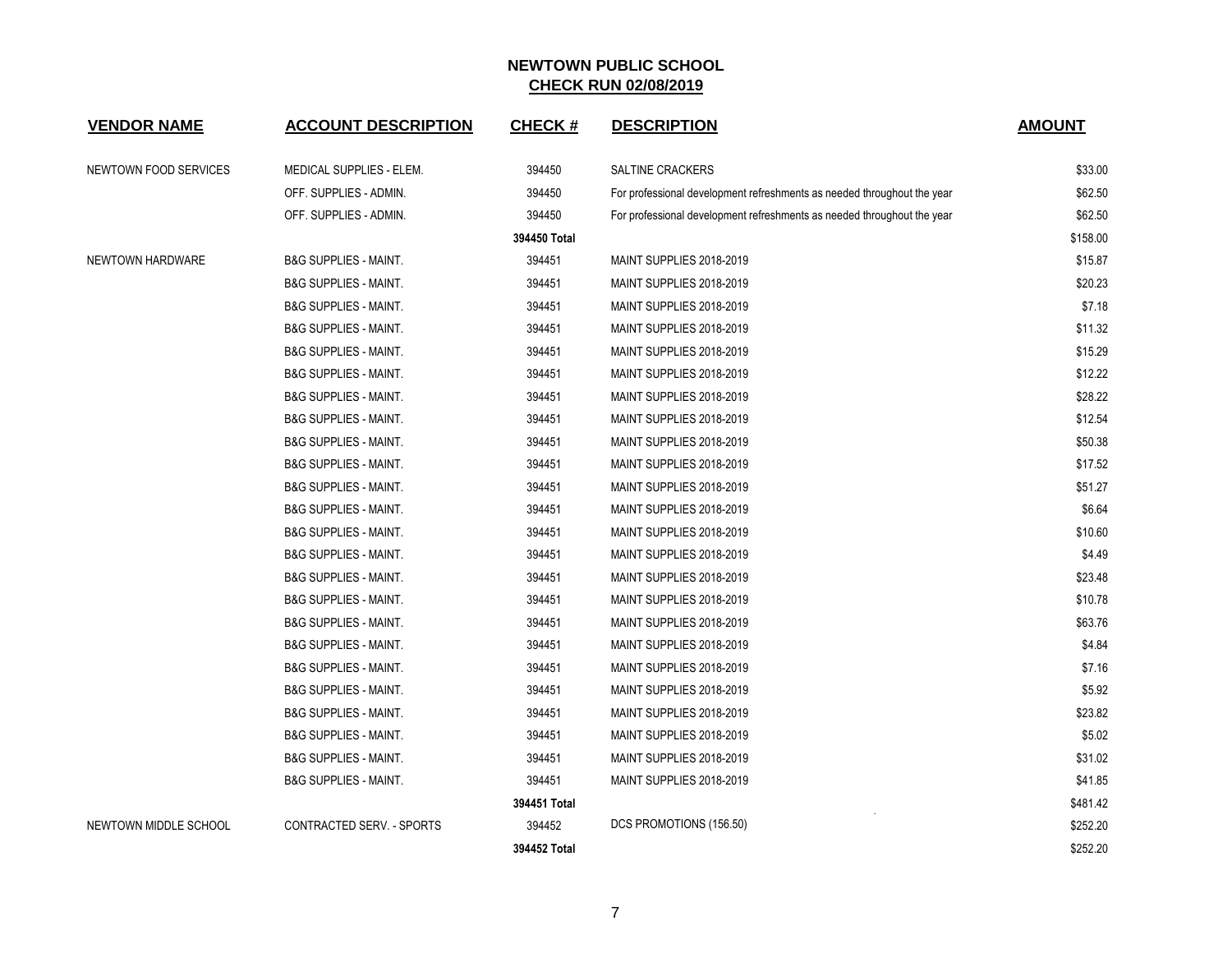**NEWTOWN PUBLIC SCHOOL**
**CHECK RUN 02/08/2019**

| VENDOR NAME | ACCOUNT DESCRIPTION | CHECK # | DESCRIPTION | AMOUNT |
|---|---|---|---|---|
| NEWTOWN FOOD SERVICES | MEDICAL SUPPLIES - ELEM. | 394450 | SALTINE CRACKERS | $33.00 |
| | OFF. SUPPLIES - ADMIN. | 394450 | For professional development refreshments as needed throughout the year | $62.50 |
| | OFF. SUPPLIES - ADMIN. | 394450 | For professional development refreshments as needed throughout the year | $62.50 |
| | | **394450 Total** | | $158.00 |
| NEWTOWN HARDWARE | B&G SUPPLIES - MAINT. | 394451 | MAINT SUPPLIES 2018-2019 | $15.87 |
| | B&G SUPPLIES - MAINT. | 394451 | MAINT SUPPLIES 2018-2019 | $20.23 |
| | B&G SUPPLIES - MAINT. | 394451 | MAINT SUPPLIES 2018-2019 | $7.18 |
| | B&G SUPPLIES - MAINT. | 394451 | MAINT SUPPLIES 2018-2019 | $11.32 |
| | B&G SUPPLIES - MAINT. | 394451 | MAINT SUPPLIES 2018-2019 | $15.29 |
| | B&G SUPPLIES - MAINT. | 394451 | MAINT SUPPLIES 2018-2019 | $12.22 |
| | B&G SUPPLIES - MAINT. | 394451 | MAINT SUPPLIES 2018-2019 | $28.22 |
| | B&G SUPPLIES - MAINT. | 394451 | MAINT SUPPLIES 2018-2019 | $12.54 |
| | B&G SUPPLIES - MAINT. | 394451 | MAINT SUPPLIES 2018-2019 | $50.38 |
| | B&G SUPPLIES - MAINT. | 394451 | MAINT SUPPLIES 2018-2019 | $17.52 |
| | B&G SUPPLIES - MAINT. | 394451 | MAINT SUPPLIES 2018-2019 | $51.27 |
| | B&G SUPPLIES - MAINT. | 394451 | MAINT SUPPLIES 2018-2019 | $6.64 |
| | B&G SUPPLIES - MAINT. | 394451 | MAINT SUPPLIES 2018-2019 | $10.60 |
| | B&G SUPPLIES - MAINT. | 394451 | MAINT SUPPLIES 2018-2019 | $4.49 |
| | B&G SUPPLIES - MAINT. | 394451 | MAINT SUPPLIES 2018-2019 | $23.48 |
| | B&G SUPPLIES - MAINT. | 394451 | MAINT SUPPLIES 2018-2019 | $10.78 |
| | B&G SUPPLIES - MAINT. | 394451 | MAINT SUPPLIES 2018-2019 | $63.76 |
| | B&G SUPPLIES - MAINT. | 394451 | MAINT SUPPLIES 2018-2019 | $4.84 |
| | B&G SUPPLIES - MAINT. | 394451 | MAINT SUPPLIES 2018-2019 | $7.16 |
| | B&G SUPPLIES - MAINT. | 394451 | MAINT SUPPLIES 2018-2019 | $5.92 |
| | B&G SUPPLIES - MAINT. | 394451 | MAINT SUPPLIES 2018-2019 | $23.82 |
| | B&G SUPPLIES - MAINT. | 394451 | MAINT SUPPLIES 2018-2019 | $5.02 |
| | B&G SUPPLIES - MAINT. | 394451 | MAINT SUPPLIES 2018-2019 | $31.02 |
| | B&G SUPPLIES - MAINT. | 394451 | MAINT SUPPLIES 2018-2019 | $41.85 |
| | | **394451 Total** | | $481.42 |
| NEWTOWN MIDDLE SCHOOL | CONTRACTED SERV. - SPORTS | 394452 | DCS PROMOTIONS (156.50) | $252.20 |
| | | **394452 Total** | | $252.20 |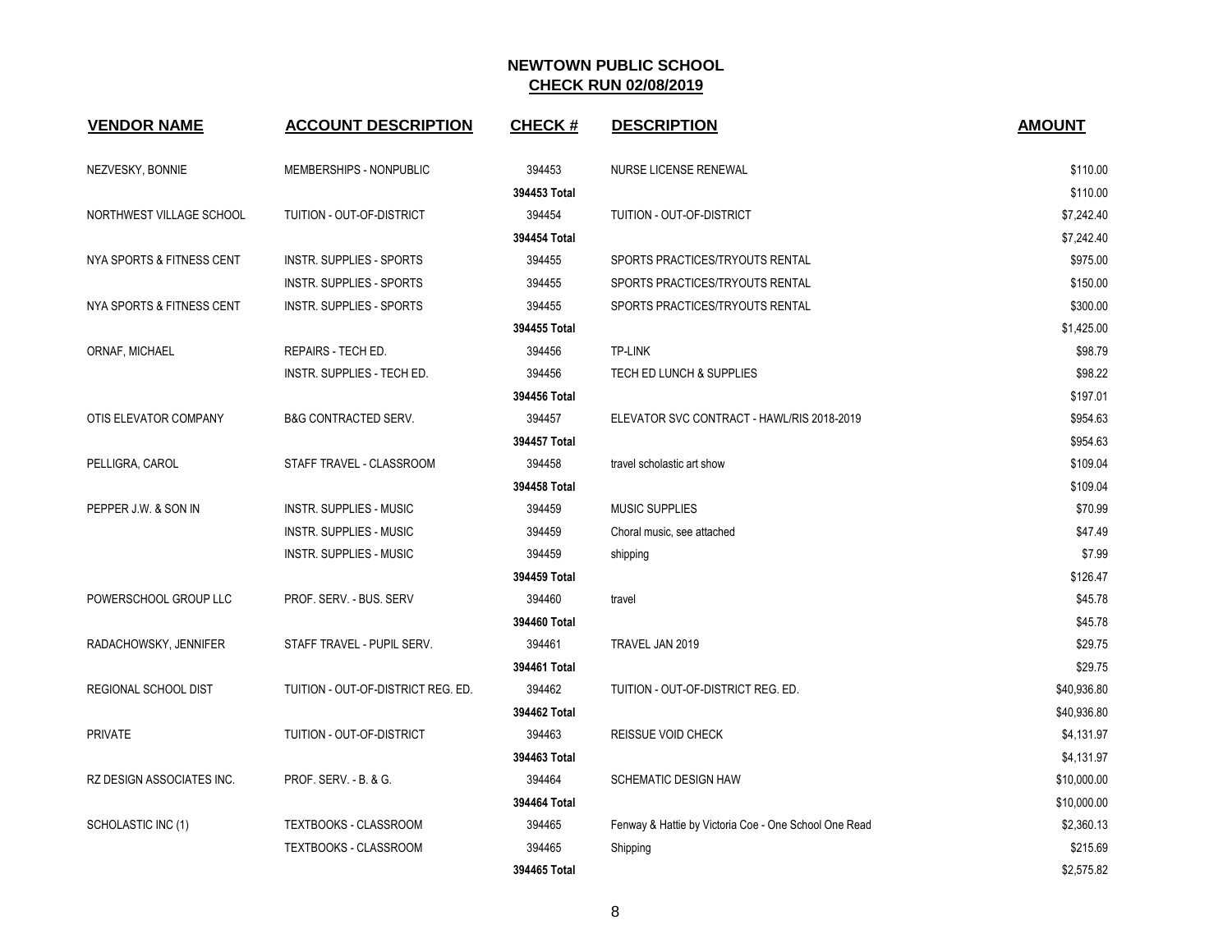## NEWTOWN PUBLIC SCHOOL
## CHECK RUN 02/08/2019

| VENDOR NAME | ACCOUNT DESCRIPTION | CHECK # | DESCRIPTION | AMOUNT |
|---|---|---|---|---|
| NEZVESKY, BONNIE | MEMBERSHIPS - NONPUBLIC | 394453 | NURSE LICENSE RENEWAL | $110.00 |
| | | **394453 Total** | | $110.00 |
| NORTHWEST VILLAGE SCHOOL | TUITION - OUT-OF-DISTRICT | 394454 | TUITION - OUT-OF-DISTRICT | $7,242.40 |
| | | **394454 Total** | | $7,242.40 |
| NYA SPORTS & FITNESS CENT | INSTR. SUPPLIES - SPORTS | 394455 | SPORTS PRACTICES/TRYOUTS RENTAL | $975.00 |
| | INSTR. SUPPLIES - SPORTS | 394455 | SPORTS PRACTICES/TRYOUTS RENTAL | $150.00 |
| NYA SPORTS & FITNESS CENT | INSTR. SUPPLIES - SPORTS | 394455 | SPORTS PRACTICES/TRYOUTS RENTAL | $300.00 |
| | | **394455 Total** | | $1,425.00 |
| ORNAF, MICHAEL | REPAIRS - TECH ED. | 394456 | TP-LINK | $98.79 |
| | INSTR. SUPPLIES - TECH ED. | 394456 | TECH ED LUNCH & SUPPLIES | $98.22 |
| | | **394456 Total** | | $197.01 |
| OTIS ELEVATOR COMPANY | B&G CONTRACTED SERV. | 394457 | ELEVATOR SVC CONTRACT - HAWL/RIS 2018-2019 | $954.63 |
| | | **394457 Total** | | $954.63 |
| PELLIGRA, CAROL | STAFF TRAVEL - CLASSROOM | 394458 | travel scholastic art show | $109.04 |
| | | **394458 Total** | | $109.04 |
| PEPPER J.W. & SON IN | INSTR. SUPPLIES - MUSIC | 394459 | MUSIC SUPPLIES | $70.99 |
| | INSTR. SUPPLIES - MUSIC | 394459 | Choral music, see attached | $47.49 |
| | INSTR. SUPPLIES - MUSIC | 394459 | shipping | $7.99 |
| | | **394459 Total** | | $126.47 |
| POWERSCHOOL GROUP LLC | PROF. SERV. - BUS. SERV | 394460 | travel | $45.78 |
| | | **394460 Total** | | $45.78 |
| RADACHOWSKY, JENNIFER | STAFF TRAVEL - PUPIL SERV. | 394461 | TRAVEL JAN 2019 | $29.75 |
| | | **394461 Total** | | $29.75 |
| REGIONAL SCHOOL DIST | TUITION - OUT-OF-DISTRICT REG. ED. | 394462 | TUITION - OUT-OF-DISTRICT REG. ED. | $40,936.80 |
| | | **394462 Total** | | $40,936.80 |
| PRIVATE | TUITION - OUT-OF-DISTRICT | 394463 | REISSUE VOID CHECK | $4,131.97 |
| | | **394463 Total** | | $4,131.97 |
| RZ DESIGN ASSOCIATES INC. | PROF. SERV. - B. & G. | 394464 | SCHEMATIC DESIGN HAW | $10,000.00 |
| | | **394464 Total** | | $10,000.00 |
| SCHOLASTIC INC (1) | TEXTBOOKS - CLASSROOM | 394465 | Fenway & Hattie by Victoria Coe - One School One Read | $2,360.13 |
| | TEXTBOOKS - CLASSROOM | 394465 | Shipping | $215.69 |
| | | **394465 Total** | | $2,575.82 |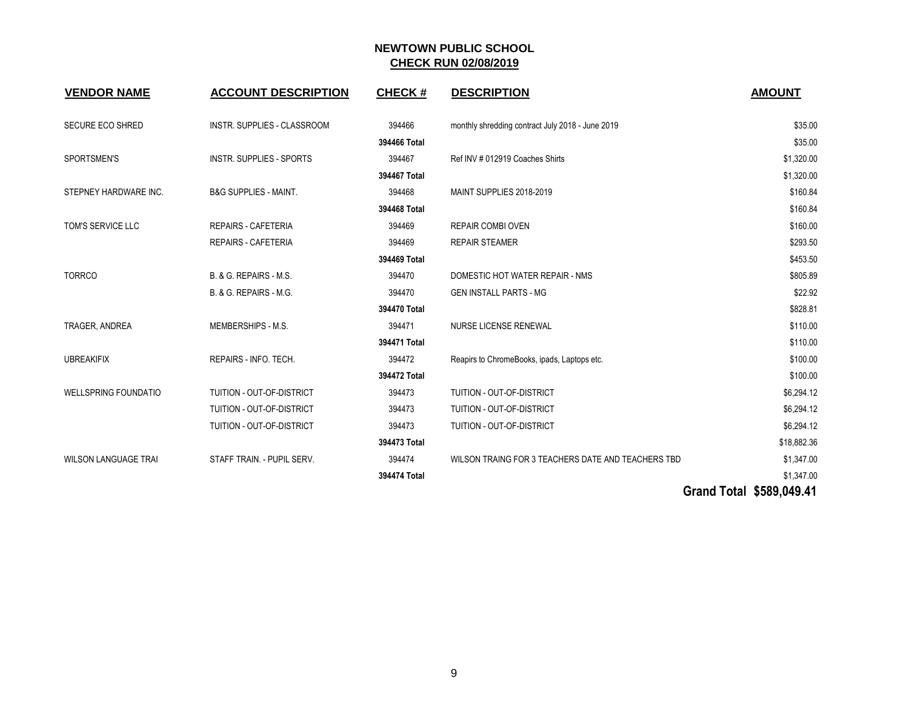# NEWTOWN PUBLIC SCHOOL

## CHECK RUN 02/08/2019

| VENDOR NAME | ACCOUNT DESCRIPTION | CHECK # | DESCRIPTION | AMOUNT |
|---|---|---|---|---|
| SECURE ECO SHRED | INSTR. SUPPLIES - CLASSROOM | 394466 | monthly shredding contract July 2018 - June 2019 | $35.00 |
| | | **394466 Total** | | $35.00 |
| SPORTSMEN'S | INSTR. SUPPLIES - SPORTS | 394467 | Ref INV # 012919 Coaches Shirts | $1,320.00 |
| | | **394467 Total** | | $1,320.00 |
| STEPNEY HARDWARE INC. | B&G SUPPLIES - MAINT. | 394468 | MAINT SUPPLIES 2018-2019 | $160.84 |
| | | **394468 Total** | | $160.84 |
| TOM'S SERVICE LLC | REPAIRS - CAFETERIA | 394469 | REPAIR COMBI OVEN | $160.00 |
| | REPAIRS - CAFETERIA | 394469 | REPAIR STEAMER | $293.50 |
| | | **394469 Total** | | $453.50 |
| TORRCO | B. & G. REPAIRS - M.S. | 394470 | DOMESTIC HOT WATER REPAIR - NMS | $805.89 |
| | B. & G. REPAIRS - M.G. | 394470 | GEN INSTALL PARTS - MG | $22.92 |
| | | **394470 Total** | | $828.81 |
| TRAGER, ANDREA | MEMBERSHIPS - M.S. | 394471 | NURSE LICENSE RENEWAL | $110.00 |
| | | **394471 Total** | | $110.00 |
| UBREAKIFIX | REPAIRS - INFO. TECH. | 394472 | Reapirs to ChromeBooks, ipads, Laptops etc. | $100.00 |
| | | **394472 Total** | | $100.00 |
| WELLSPRING FOUNDATIO | TUITION - OUT-OF-DISTRICT | 394473 | TUITION - OUT-OF-DISTRICT | $6,294.12 |
| | TUITION - OUT-OF-DISTRICT | 394473 | TUITION - OUT-OF-DISTRICT | $6,294.12 |
| | TUITION - OUT-OF-DISTRICT | 394473 | TUITION - OUT-OF-DISTRICT | $6,294.12 |
| | | **394473 Total** | | $18,882.36 |
| WILSON LANGUAGE TRAI | STAFF TRAIN. - PUPIL SERV. | 394474 | WILSON TRAING FOR 3 TEACHERS DATE AND TEACHERS TBD | $1,347.00 |
| | | **394474 Total** | | $1,347.00 |
| | | | **Grand Total** | **$589,049.41** |